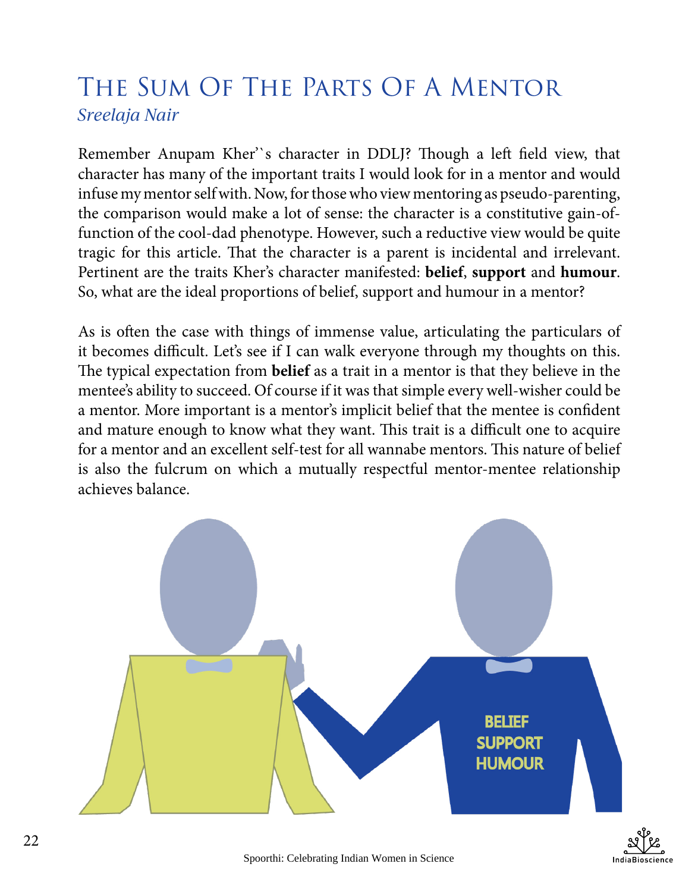# The Sum Of The Parts Of A Mentor

*Sreelaja Nair*

Remember Anupam Kher``s character in DDLJ? Though a left field view, that character has many of the important traits I would look for in a mentor and would infuse my mentor self with. Now, for those who view mentoring as pseudo-parenting, the comparison would make a lot of sense: the character is a constitutive gain-of-function of the cool-dad phenotype. However, such a reductive view would be quite tragic for this article. That the character is a parent is incidental and irrelevant. Pertinent are the traits Kher's character manifested: **belief**, **support** and **humour**. So, what are the ideal proportions of belief, support and humour in a mentor?

As is often the case with things of immense value, articulating the particulars of it becomes difficult. Let's see if I can walk everyone through my thoughts on this. The typical expectation from **belief** as a trait in a mentor is that they believe in the mentee's ability to succeed. Of course if it was that simple every well-wisher could be a mentor. More important is a mentor's implicit belief that the mentee is confident and mature enough to know what they want. This trait is a difficult one to acquire for a mentor and an excellent self-test for all wannabe mentors. This nature of belief is also the fulcrum on which a mutually respectful mentor-mentee relationship achieves balance.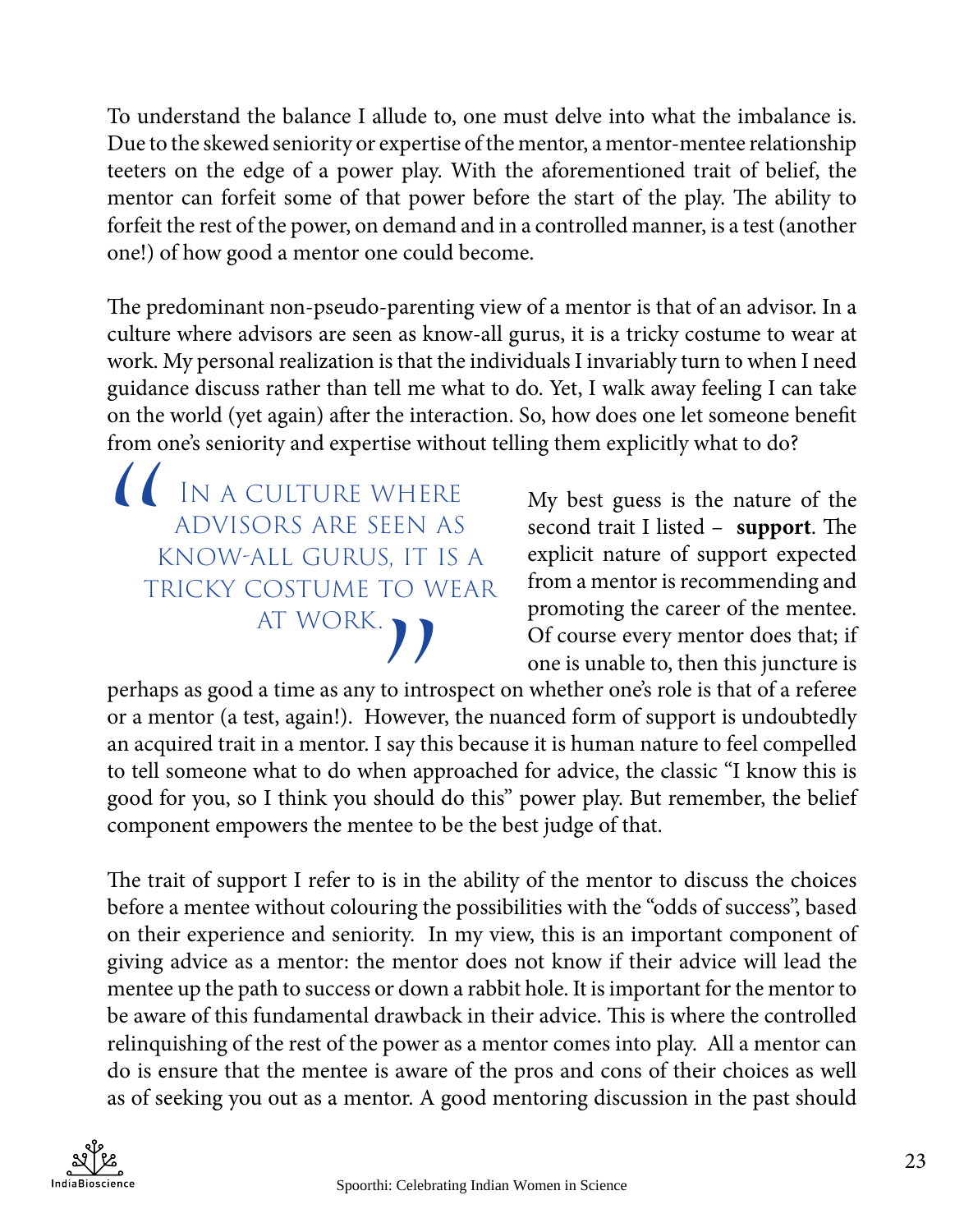To understand the balance I allude to, one must delve into what the imbalance is. Due to the skewed seniority or expertise of the mentor, a mentor-mentee relationship teeters on the edge of a power play. With the aforementioned trait of belief, the mentor can forfeit some of that power before the start of the play. The ability to forfeit the rest of the power, on demand and in a controlled manner, is a test (another one!) of how good a mentor one could become.

The predominant non-pseudo-parenting view of a mentor is that of an advisor. In a culture where advisors are seen as know-all gurus, it is a tricky costume to wear at work. My personal realization is that the individuals I invariably turn to when I need guidance discuss rather than tell me what to do. Yet, I walk away feeling I can take on the world (yet again) after the interaction. So, how does one let someone benefit from one's seniority and expertise without telling them explicitly what to do?

> "In a culture where advisors are seen as know-all gurus, it is a tricky costume to wear at work."

My best guess is the nature of the second trait I listed – **support**. The explicit nature of support expected from a mentor is recommending and promoting the career of the mentee. Of course every mentor does that; if one is unable to, then this juncture is perhaps as good a time as any to introspect on whether one's role is that of a referee or a mentor (a test, again!). However, the nuanced form of support is undoubtedly an acquired trait in a mentor. I say this because it is human nature to feel compelled to tell someone what to do when approached for advice, the classic "I know this is good for you, so I think you should do this" power play. But remember, the belief component empowers the mentee to be the best judge of that.

The trait of support I refer to is in the ability of the mentor to discuss the choices before a mentee without colouring the possibilities with the "odds of success", based on their experience and seniority. In my view, this is an important component of giving advice as a mentor: the mentor does not know if their advice will lead the mentee up the path to success or down a rabbit hole. It is important for the mentor to be aware of this fundamental drawback in their advice. This is where the controlled relinquishing of the rest of the power as a mentor comes into play. All a mentor can do is ensure that the mentee is aware of the pros and cons of their choices as well as of seeking you out as a mentor. A good mentoring discussion in the past should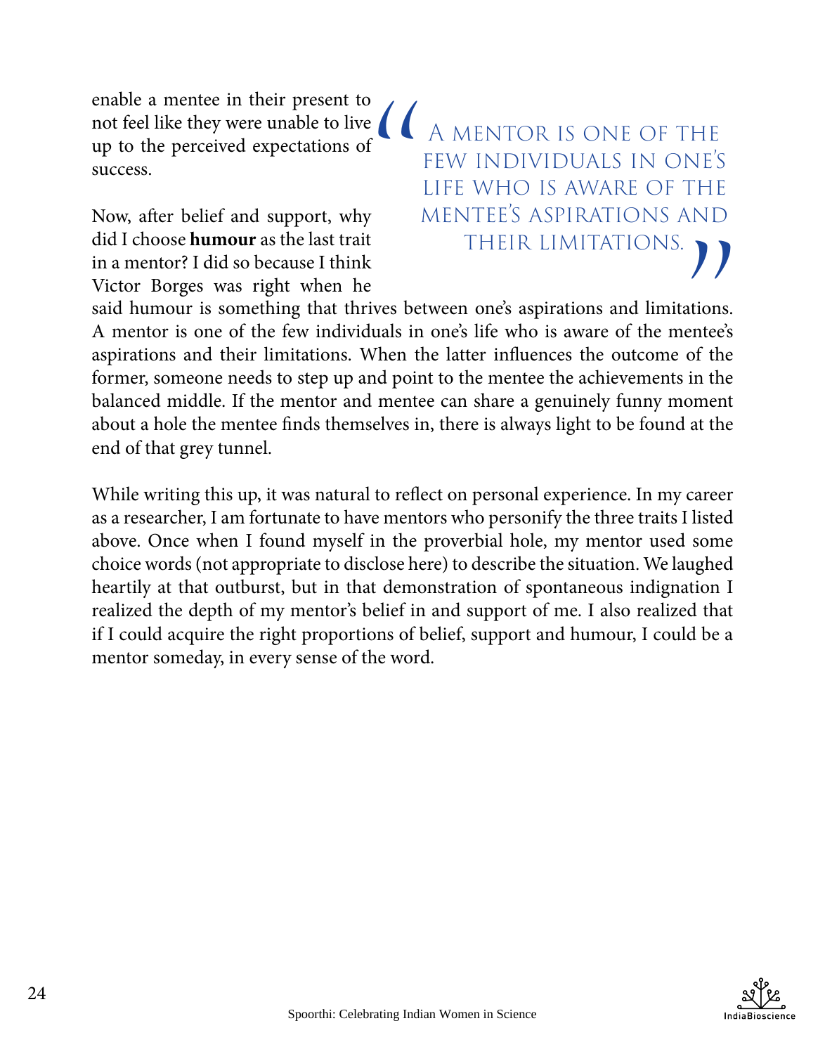enable a mentee in their present to not feel like they were unable to live up to the perceived expectations of success.

> A mentor is one of the few individuals in one's life who is aware of the mentee's aspirations and their limitations.

Now, after belief and support, why did I choose **humour** as the last trait in a mentor? I did so because I think Victor Borges was right when he said humour is something that thrives between one's aspirations and limitations. A mentor is one of the few individuals in one's life who is aware of the mentee's aspirations and their limitations. When the latter influences the outcome of the former, someone needs to step up and point to the mentee the achievements in the balanced middle. If the mentor and mentee can share a genuinely funny moment about a hole the mentee finds themselves in, there is always light to be found at the end of that grey tunnel.

While writing this up, it was natural to reflect on personal experience. In my career as a researcher, I am fortunate to have mentors who personify the three traits I listed above. Once when I found myself in the proverbial hole, my mentor used some choice words (not appropriate to disclose here) to describe the situation. We laughed heartily at that outburst, but in that demonstration of spontaneous indignation I realized the depth of my mentor's belief in and support of me. I also realized that if I could acquire the right proportions of belief, support and humour, I could be a mentor someday, in every sense of the word.